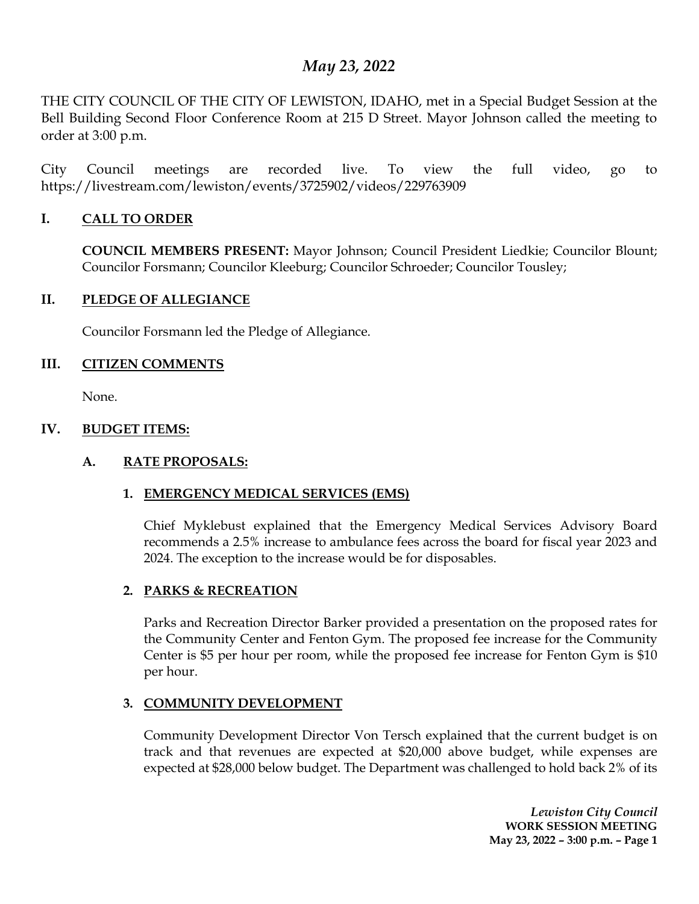# *May 23, 2022*

THE CITY COUNCIL OF THE CITY OF LEWISTON, IDAHO, met in a Special Budget Session at the Bell Building Second Floor Conference Room at 215 D Street. Mayor Johnson called the meeting to order at 3:00 p.m.

City Council meetings are recorded live. To view the full video, go to https://livestream.com/lewiston/events/3725902/videos/229763909

## I. CALL TO ORDER

**COUNCIL MEMBERS PRESENT:** Mayor Johnson; Council President Liedkie; Councilor Blount; Councilor Forsmann; Councilor Kleeburg; Councilor Schroeder; Councilor Tousley;

## II. PLEDGE OF ALLEGIANCE

Councilor Forsmann led the Pledge of Allegiance.

## III. CITIZEN COMMENTS

None.

## IV. BUDGET ITEMS:

### A. RATE PROPOSALS:

#### 1. EMERGENCY MEDICAL SERVICES (EMS)

Chief Myklebust explained that the Emergency Medical Services Advisory Board recommends a 2.5% increase to ambulance fees across the board for fiscal year 2023 and 2024. The exception to the increase would be for disposables.

#### 2. PARKS & RECREATION

Parks and Recreation Director Barker provided a presentation on the proposed rates for the Community Center and Fenton Gym. The proposed fee increase for the Community Center is $5 per hour per room, while the proposed fee increase for Fenton Gym is $10 per hour.

#### 3. COMMUNITY DEVELOPMENT

Community Development Director Von Tersch explained that the current budget is on track and that revenues are expected at $20,000 above budget, while expenses are expected at $28,000 below budget. The Department was challenged to hold back 2% of its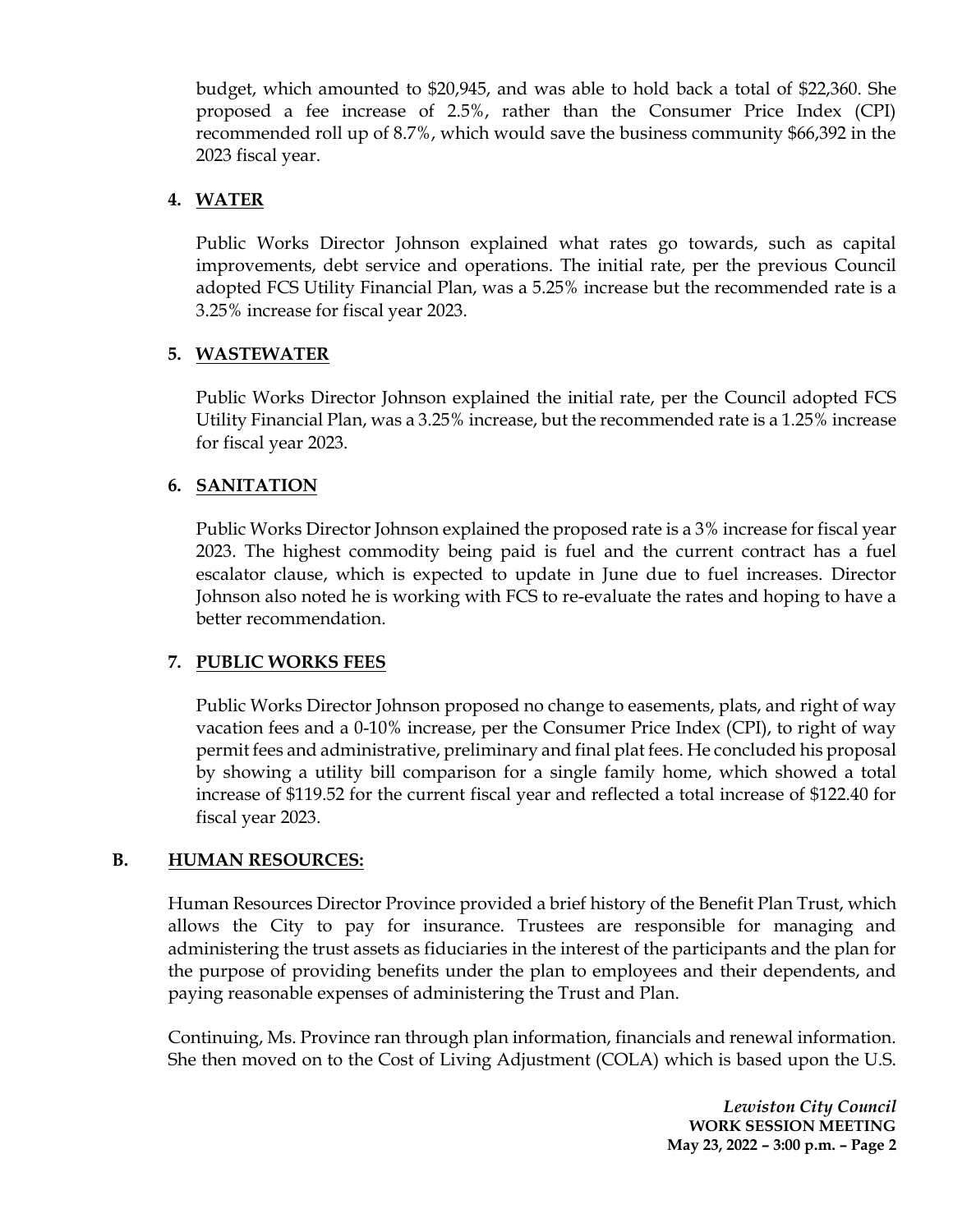budget, which amounted to $20,945, and was able to hold back a total of $22,360. She proposed a fee increase of 2.5%, rather than the Consumer Price Index (CPI) recommended roll up of 8.7%, which would save the business community $66,392 in the 2023 fiscal year.

### 4. WATER

Public Works Director Johnson explained what rates go towards, such as capital improvements, debt service and operations. The initial rate, per the previous Council adopted FCS Utility Financial Plan, was a 5.25% increase but the recommended rate is a 3.25% increase for fiscal year 2023.

### 5. WASTEWATER

Public Works Director Johnson explained the initial rate, per the Council adopted FCS Utility Financial Plan, was a 3.25% increase, but the recommended rate is a 1.25% increase for fiscal year 2023.

### 6. SANITATION

Public Works Director Johnson explained the proposed rate is a 3% increase for fiscal year 2023. The highest commodity being paid is fuel and the current contract has a fuel escalator clause, which is expected to update in June due to fuel increases. Director Johnson also noted he is working with FCS to re-evaluate the rates and hoping to have a better recommendation.

### 7. PUBLIC WORKS FEES

Public Works Director Johnson proposed no change to easements, plats, and right of way vacation fees and a 0-10% increase, per the Consumer Price Index (CPI), to right of way permit fees and administrative, preliminary and final plat fees. He concluded his proposal by showing a utility bill comparison for a single family home, which showed a total increase of $119.52 for the current fiscal year and reflected a total increase of $122.40 for fiscal year 2023.

## B. HUMAN RESOURCES:

Human Resources Director Province provided a brief history of the Benefit Plan Trust, which allows the City to pay for insurance. Trustees are responsible for managing and administering the trust assets as fiduciaries in the interest of the participants and the plan for the purpose of providing benefits under the plan to employees and their dependents, and paying reasonable expenses of administering the Trust and Plan.

Continuing, Ms. Province ran through plan information, financials and renewal information. She then moved on to the Cost of Living Adjustment (COLA) which is based upon the U.S.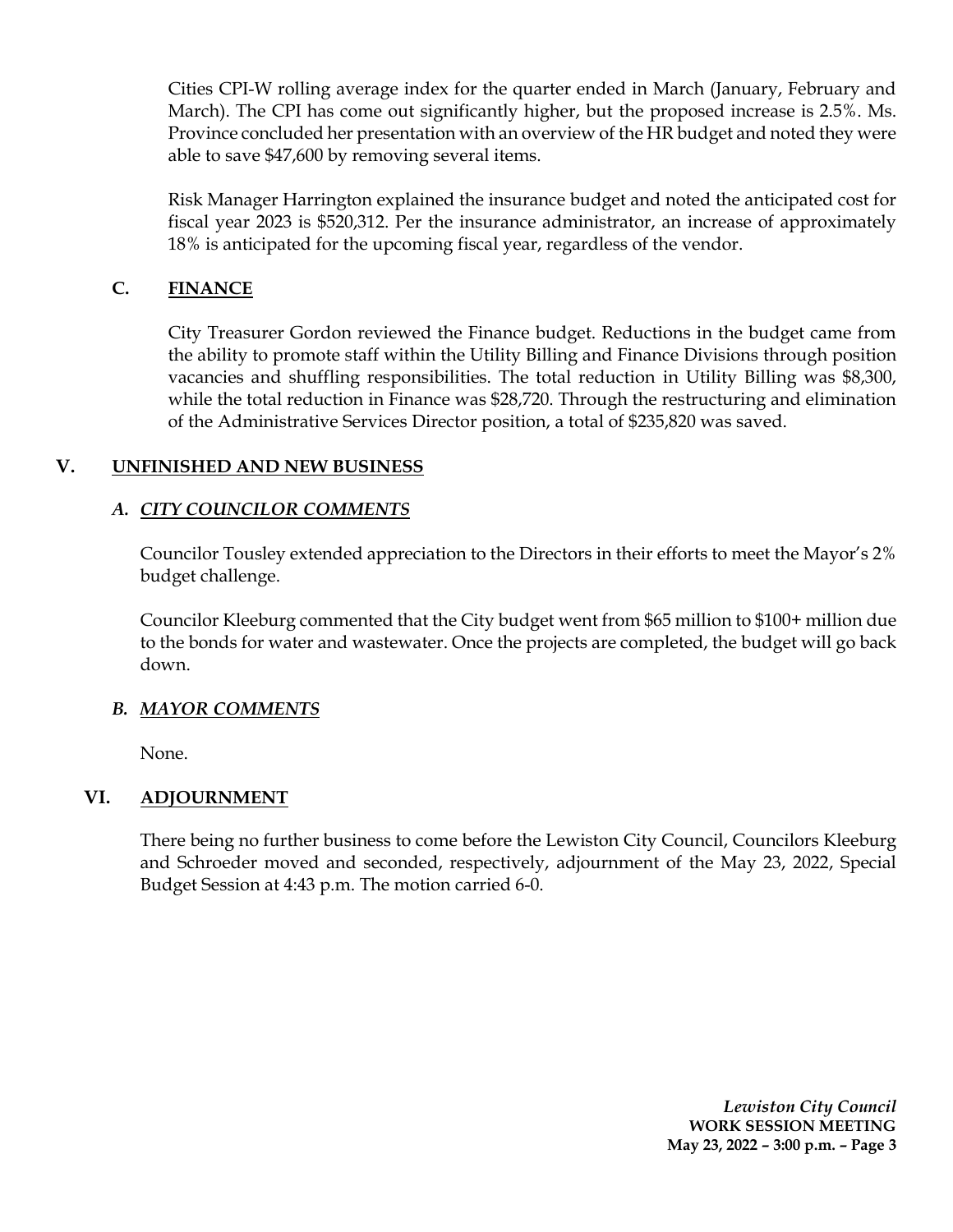Cities CPI-W rolling average index for the quarter ended in March (January, February and March). The CPI has come out significantly higher, but the proposed increase is 2.5%. Ms. Province concluded her presentation with an overview of the HR budget and noted they were able to save $47,600 by removing several items.

Risk Manager Harrington explained the insurance budget and noted the anticipated cost for fiscal year 2023 is $520,312. Per the insurance administrator, an increase of approximately 18% is anticipated for the upcoming fiscal year, regardless of the vendor.

### C. FINANCE

City Treasurer Gordon reviewed the Finance budget. Reductions in the budget came from the ability to promote staff within the Utility Billing and Finance Divisions through position vacancies and shuffling responsibilities. The total reduction in Utility Billing was $8,300, while the total reduction in Finance was $28,720. Through the restructuring and elimination of the Administrative Services Director position, a total of $235,820 was saved.

## V. UNFINISHED AND NEW BUSINESS

### *A. CITY COUNCILOR COMMENTS*

Councilor Tousley extended appreciation to the Directors in their efforts to meet the Mayor's 2% budget challenge.

Councilor Kleeburg commented that the City budget went from $65 million to $100+ million due to the bonds for water and wastewater. Once the projects are completed, the budget will go back down.

### *B. MAYOR COMMENTS*

None.

## VI. ADJOURNMENT

There being no further business to come before the Lewiston City Council, Councilors Kleeburg and Schroeder moved and seconded, respectively, adjournment of the May 23, 2022, Special Budget Session at 4:43 p.m. The motion carried 6-0.